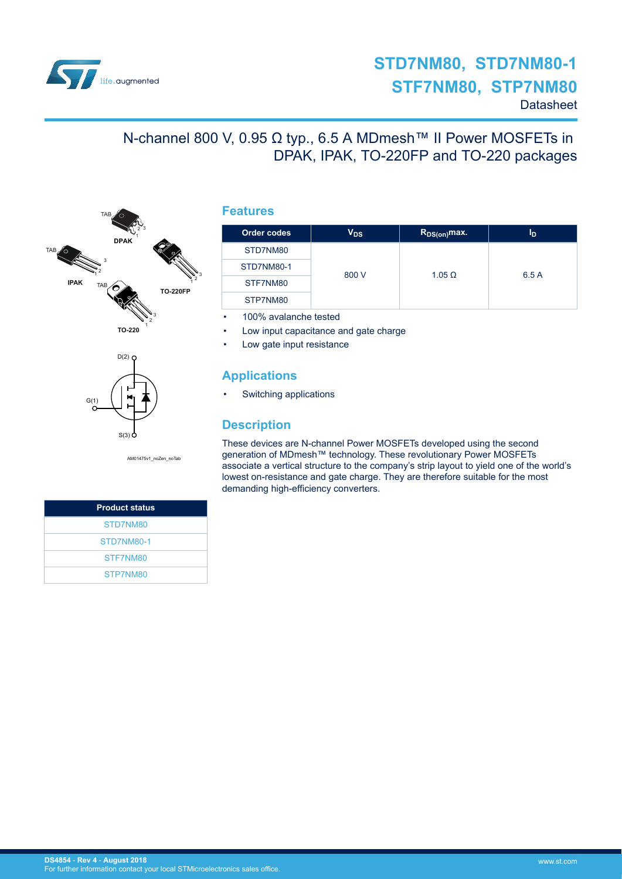# STD7NM80, STD7NM80-1
# STF7NM80, STP7NM80

Datasheet

## N-channel 800 V, 0.95 Ω typ., 6.5 A MDmesh™ II Power MOSFETs in DPAK, IPAK, TO-220FP and TO-220 packages

TAB
DPAK

TAB
IPAK

TO-220FP

TAB
TO-220

D(2)
G(1)
S(3)

AM01475v1_noZen_noTab

| Product status |
| --- |
| STD7NM80 |
| STD7NM80-1 |
| STF7NM80 |
| STP7NM80 |

## Features

| Order codes | $V_{DS}$ | $R_{DS(on)}$max. | $I_D$ |
| --- | --- | --- | --- |
| STD7NM80 | 800 V | 1.05 Ω | 6.5 A |
| STD7NM80-1 | | | |
| STF7NM80 | | | |
| STP7NM80 | | | |

- 100% avalanche tested
- Low input capacitance and gate charge
- Low gate input resistance

## Applications

- Switching applications

## Description

These devices are N-channel Power MOSFETs developed using the second generation of MDmesh™ technology. These revolutionary Power MOSFETs associate a vertical structure to the company's strip layout to yield one of the world's lowest on-resistance and gate charge. They are therefore suitable for the most demanding high-efficiency converters.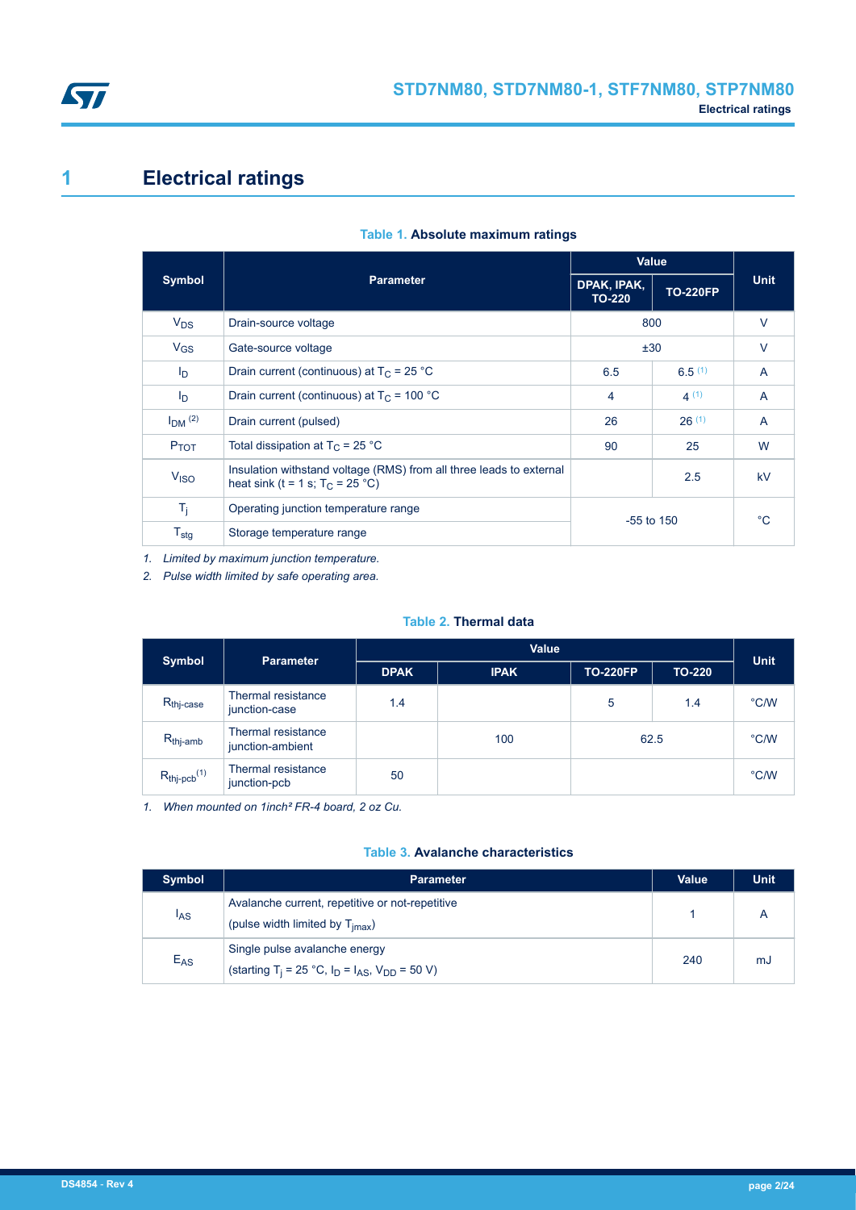# 1 Electrical ratings

**Table 1. Absolute maximum ratings**

| Symbol | Parameter | Value | | Unit |
|---|---|---|---|---|
| | | DPAK, IPAK, TO-220 | TO-220FP | |
| $V_{DS}$ | Drain-source voltage | 800 | | V |
| $V_{GS}$ | Gate-source voltage | ±30 | | V |
| $I_D$ | Drain current (continuous) at $T_C$ = 25 °C | 6.5 | 6.5 (1) | A |
| $I_D$ | Drain current (continuous) at $T_C$ = 100 °C | 4 | 4 (1) | A |
| $I_{DM}$ (2) | Drain current (pulsed) | 26 | 26 (1) | A |
| $P_{TOT}$ | Total dissipation at $T_C$ = 25 °C | 90 | 25 | W |
| $V_{ISO}$ | Insulation withstand voltage (RMS) from all three leads to external heat sink (t = 1 s; $T_C$ = 25 °C) | | 2.5 | kV |
| $T_j$ | Operating junction temperature range | -55 to 150 | | °C |
| $T_{stg}$ | Storage temperature range | | | |

*1. Limited by maximum junction temperature.*

*2. Pulse width limited by safe operating area.*

**Table 2. Thermal data**

| Symbol | Parameter | Value | | | | Unit |
|---|---|---|---|---|---|---|
| | | DPAK | IPAK | TO-220FP | TO-220 | |
| $R_{thj\text{-}case}$ | Thermal resistance junction-case | 1.4 | | 5 | 1.4 | °C/W |
| $R_{thj\text{-}amb}$ | Thermal resistance junction-ambient | | 100 | 62.5 | | °C/W |
| $R_{thj\text{-}pcb}$ (1) | Thermal resistance junction-pcb | 50 | | | | °C/W |

*1. When mounted on 1inch² FR-4 board, 2 oz Cu.*

**Table 3. Avalanche characteristics**

| Symbol | Parameter | Value | Unit |
|---|---|---|---|
| $I_{AS}$ | Avalanche current, repetitive or not-repetitive (pulse width limited by $T_{jmax}$) | 1 | A |
| $E_{AS}$ | Single pulse avalanche energy (starting $T_j$ = 25 °C, $I_D$ = $I_{AS}$, $V_{DD}$ = 50 V) | 240 | mJ |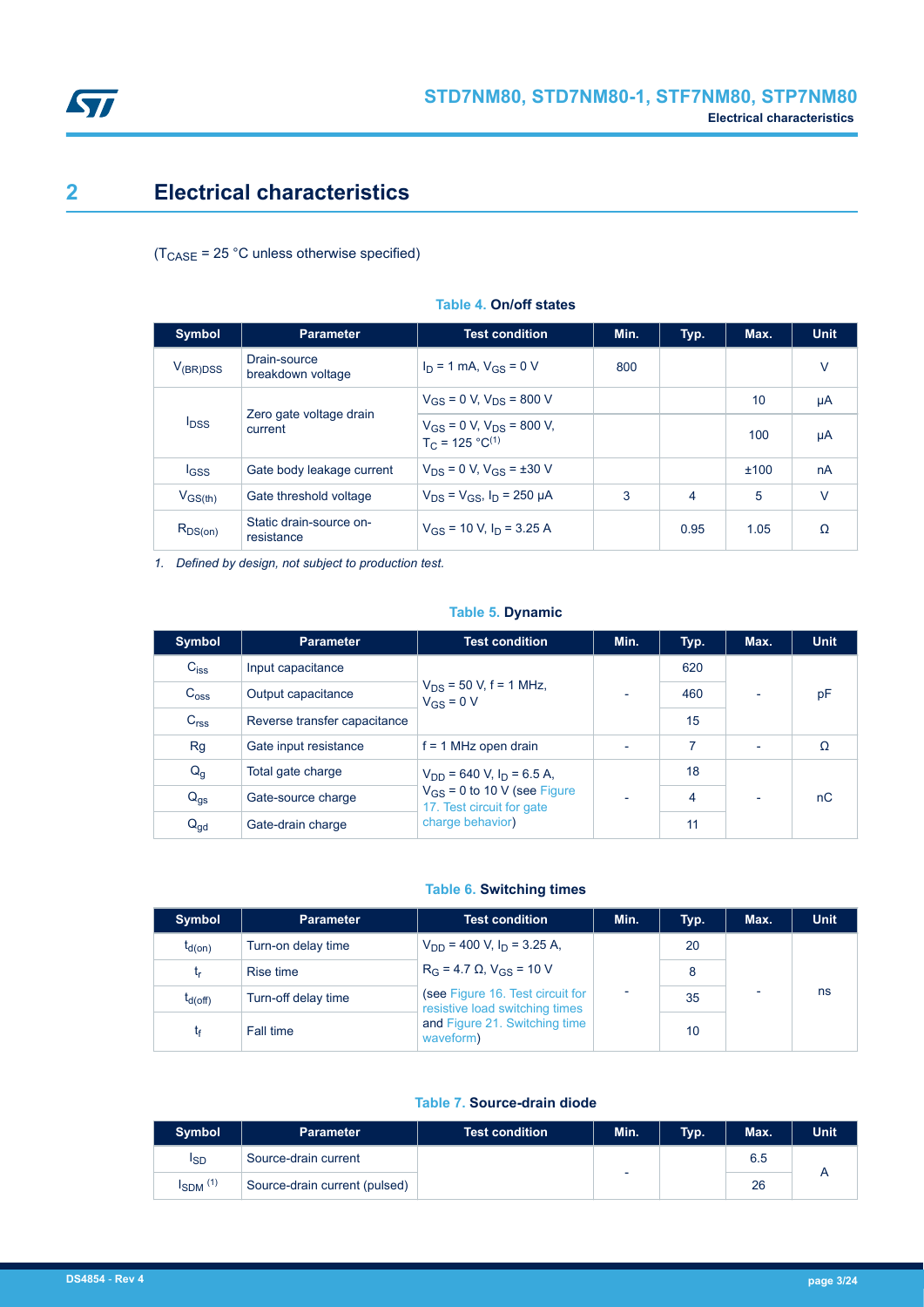## 2 Electrical characteristics

($T_{CASE}$ = 25 °C unless otherwise specified)

**Table 4. On/off states**

| Symbol | Parameter | Test condition | Min. | Typ. | Max. | Unit |
|---|---|---|---|---|---|---|
| $V_{(BR)DSS}$ | Drain-source breakdown voltage | $I_D$ = 1 mA, $V_{GS}$ = 0 V | 800 | | | V |
| $I_{DSS}$ | Zero gate voltage drain current | $V_{GS}$ = 0 V, $V_{DS}$ = 800 V | | | 10 | µA |
| | | $V_{GS}$ = 0 V, $V_{DS}$ = 800 V, $T_C$ = 125 °C[1] | | | 100 | µA |
| $I_{GSS}$ | Gate body leakage current | $V_{DS}$ = 0 V, $V_{GS}$ = ±30 V | | | ±100 | nA |
| $V_{GS(th)}$ | Gate threshold voltage | $V_{DS}$ = $V_{GS}$, $I_D$ = 250 µA | 3 | 4 | 5 | V |
| $R_{DS(on)}$ | Static drain-source on-resistance | $V_{GS}$ = 10 V, $I_D$ = 3.25 A | | 0.95 | 1.05 | Ω |

*1. Defined by design, not subject to production test.*

**Table 5. Dynamic**

| Symbol | Parameter | Test condition | Min. | Typ. | Max. | Unit |
|---|---|---|---|---|---|---|
| $C_{iss}$ | Input capacitance | $V_{DS}$ = 50 V, f = 1 MHz, $V_{GS}$ = 0 V | - | 620 | - | pF |
| $C_{oss}$ | Output capacitance | | | 460 | | |
| $C_{rss}$ | Reverse transfer capacitance | | | 15 | | |
| Rg | Gate input resistance | f = 1 MHz open drain | - | 7 | - | Ω |
| $Q_g$ | Total gate charge | $V_{DD}$ = 640 V, $I_D$ = 6.5 A, $V_{GS}$ = 0 to 10 V (see Figure 17. Test circuit for gate charge behavior) | - | 18 | - | nC |
| $Q_{gs}$ | Gate-source charge | | | 4 | | |
| $Q_{gd}$ | Gate-drain charge | | | 11 | | |

**Table 6. Switching times**

| Symbol | Parameter | Test condition | Min. | Typ. | Max. | Unit |
|---|---|---|---|---|---|---|
| $t_{d(on)}$ | Turn-on delay time | $V_{DD}$ = 400 V, $I_D$ = 3.25 A, $R_G$ = 4.7 Ω, $V_{GS}$ = 10 V (see Figure 16. Test circuit for resistive load switching times and Figure 21. Switching time waveform) | - | 20 | - | ns |
| $t_r$ | Rise time | | | 8 | | |
| $t_{d(off)}$ | Turn-off delay time | | | 35 | | |
| $t_f$ | Fall time | | | 10 | | |

**Table 7. Source-drain diode**

| Symbol | Parameter | Test condition | Min. | Typ. | Max. | Unit |
|---|---|---|---|---|---|---|
| $I_{SD}$ | Source-drain current | | - | | 6.5 | A |
| $I_{SDM}$ [1] | Source-drain current (pulsed) | | | | 26 | |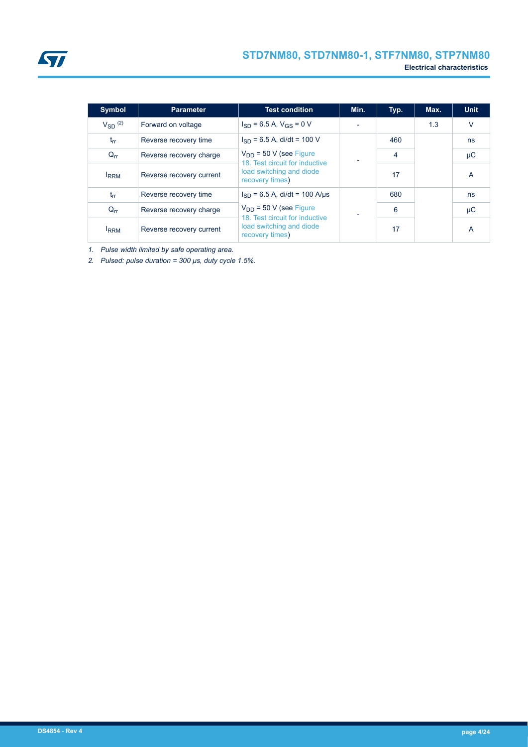| Symbol | Parameter | Test condition | Min. | Typ. | Max. | Unit |
|---|---|---|---|---|---|---|
| $V_{SD}$ [(2)] | Forward on voltage | $I_{SD}$ = 6.5 A, $V_{GS}$ = 0 V | - | | 1.3 | V |
| $t_{rr}$ | Reverse recovery time | $I_{SD}$ = 6.5 A, di/dt = 100 V | - | 460 | | ns |
| $Q_{rr}$ | Reverse recovery charge | $V_{DD}$ = 50 V (see Figure 18. Test circuit for inductive load switching and diode recovery times) | | 4 | | µC |
| $I_{RRM}$ | Reverse recovery current | | | 17 | | A |
| $t_{rr}$ | Reverse recovery time | $I_{SD}$ = 6.5 A, di/dt = 100 A/µs | - | 680 | | ns |
| $Q_{rr}$ | Reverse recovery charge | $V_{DD}$ = 50 V (see Figure 18. Test circuit for inductive load switching and diode recovery times) | | 6 | | µC |
| $I_{RRM}$ | Reverse recovery current | | | 17 | | A |

*1. Pulse width limited by safe operating area.*

*2. Pulsed: pulse duration = 300 µs, duty cycle 1.5%.*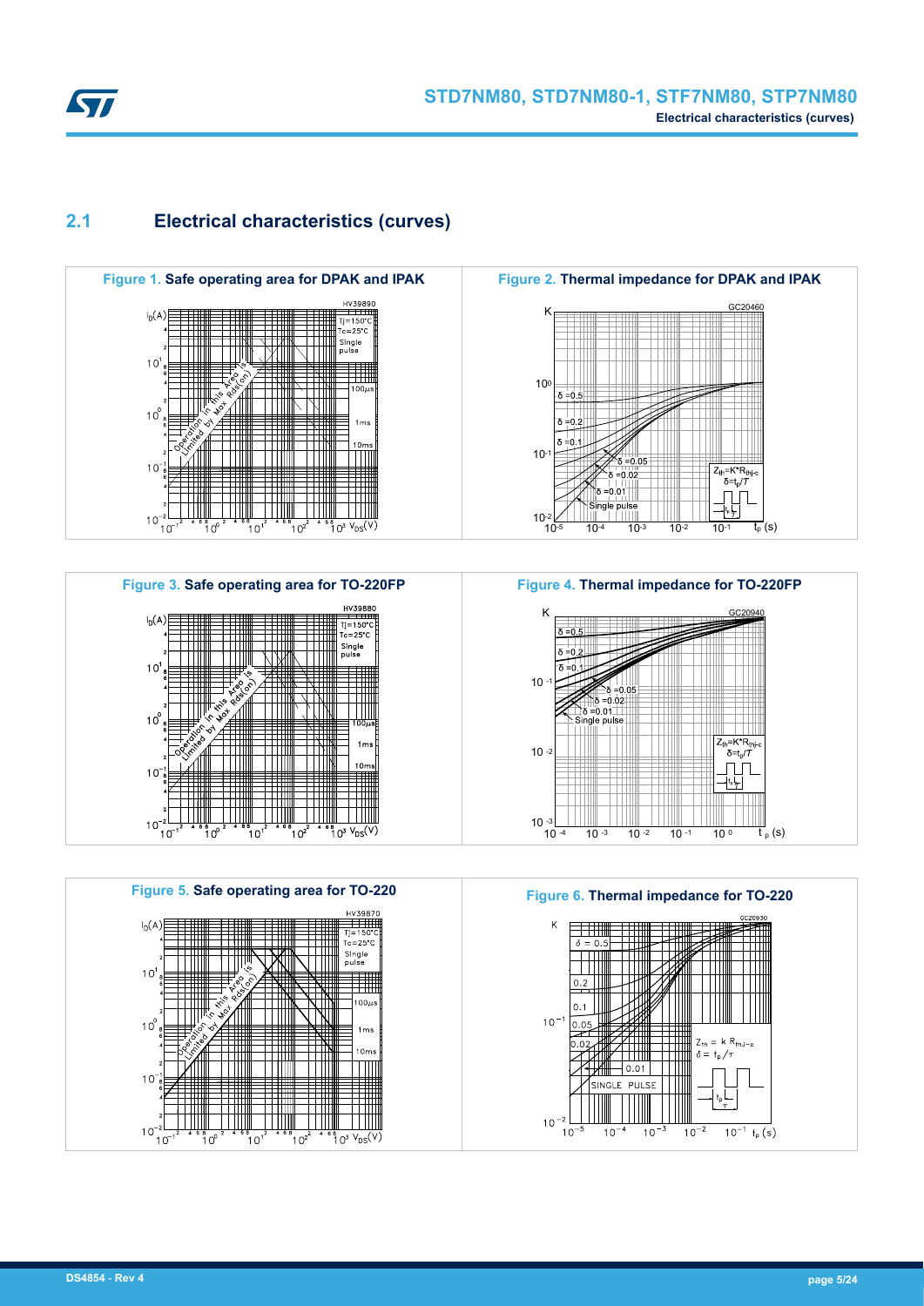## 2.1 Electrical characteristics (curves)

**Figure 1.** Safe operating area for DPAK and IPAK

**Figure 2.** Thermal impedance for DPAK and IPAK

**Figure 3.** Safe operating area for TO-220FP

**Figure 4.** Thermal impedance for TO-220FP

**Figure 5.** Safe operating area for TO-220

**Figure 6.** Thermal impedance for TO-220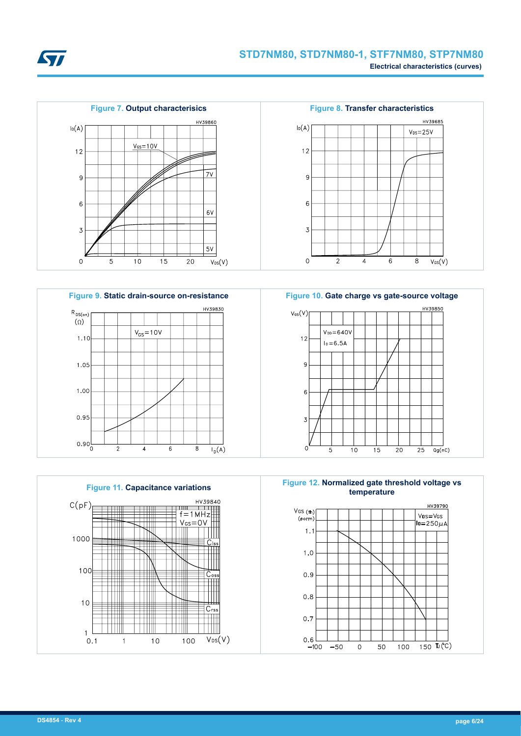**Figure 7. Output characterisics**

**Figure 8. Transfer characteristics**

**Figure 9. Static drain-source on-resistance**

**Figure 10. Gate charge vs gate-source voltage**

**Figure 11. Capacitance variations**

**Figure 12. Normalized gate threshold voltage vs temperature**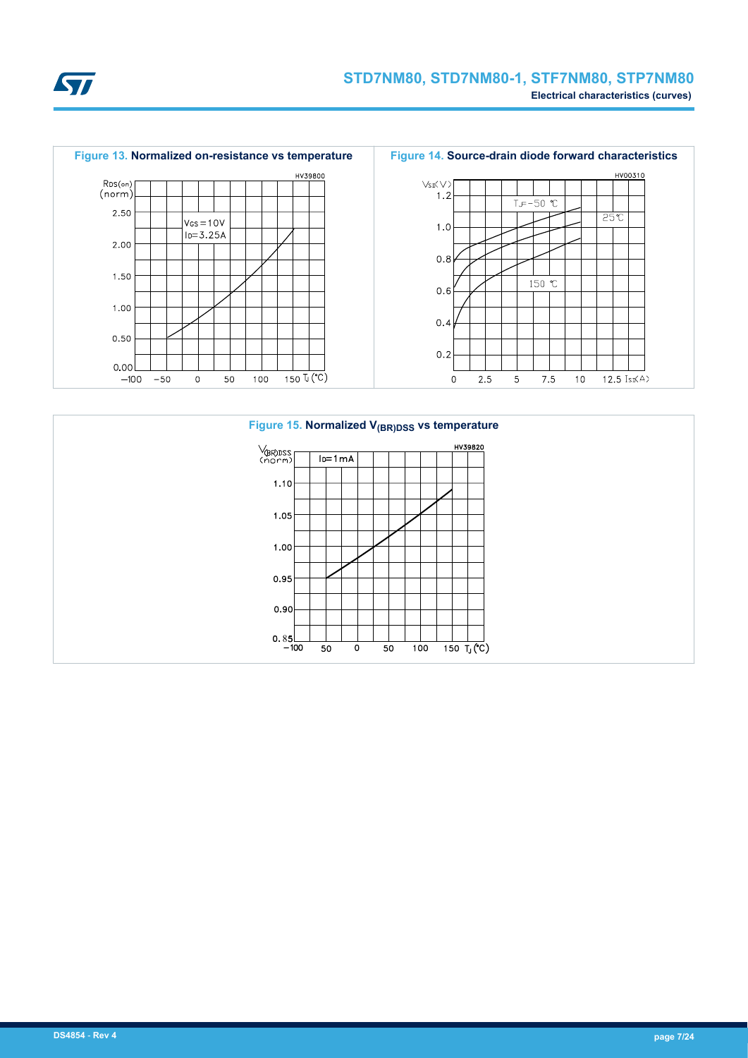Figure 13. Normalized on-resistance vs temperature

Figure 14. Source-drain diode forward characteristics

Figure 15. Normalized $V_{(BR)DSS}$ vs temperature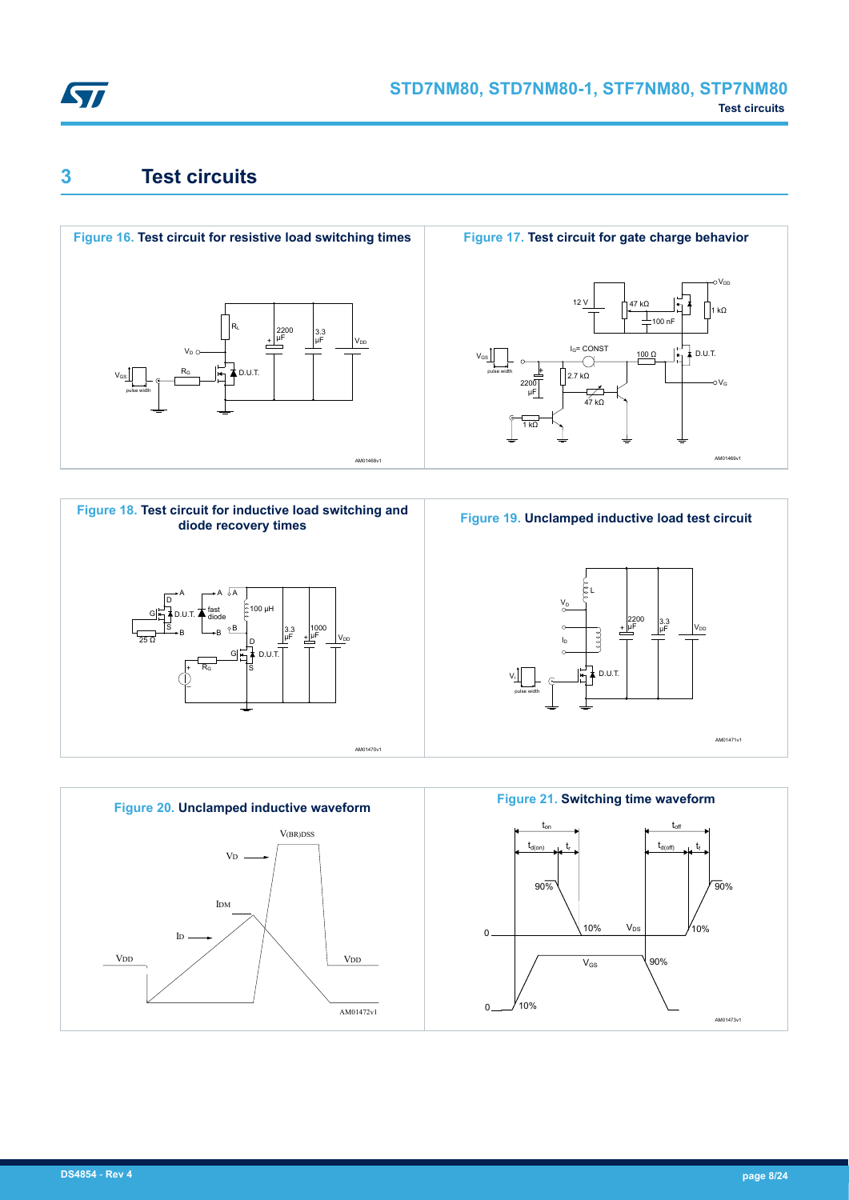## 3 Test circuits

**Figure 16. Test circuit for resistive load switching times**

**Figure 17. Test circuit for gate charge behavior**

**Figure 18. Test circuit for inductive load switching and diode recovery times**

**Figure 19. Unclamped inductive load test circuit**

**Figure 20. Unclamped inductive waveform**

**Figure 21. Switching time waveform**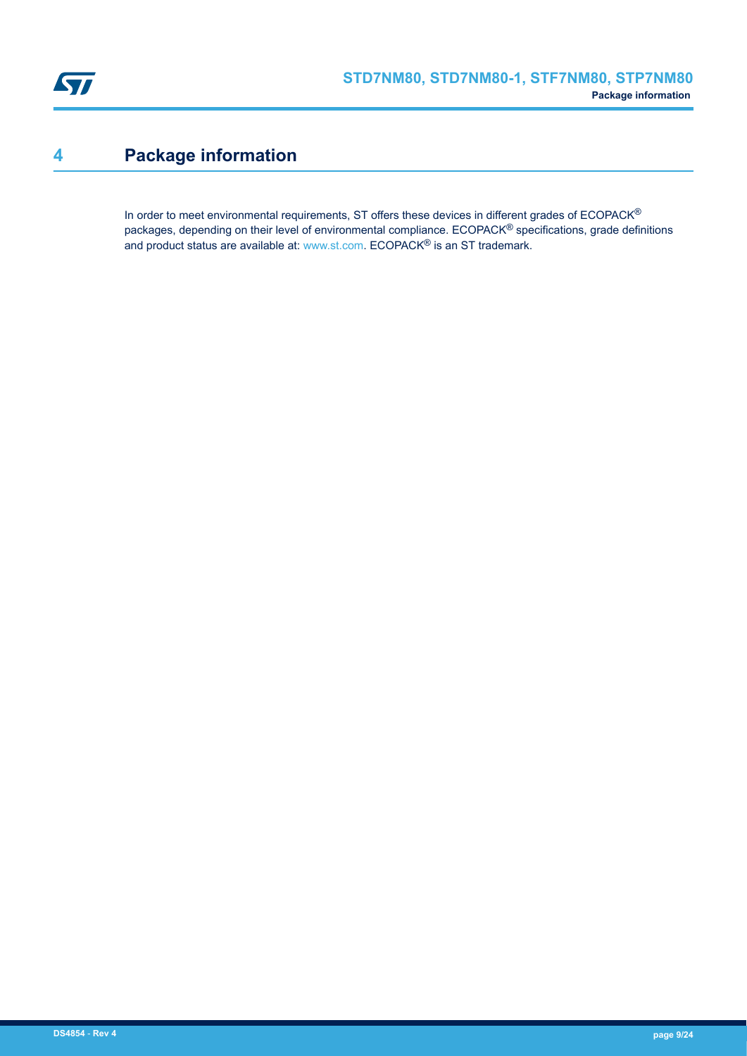# 4 Package information

In order to meet environmental requirements, ST offers these devices in different grades of ECOPACK® packages, depending on their level of environmental compliance. ECOPACK® specifications, grade definitions and product status are available at: www.st.com. ECOPACK® is an ST trademark.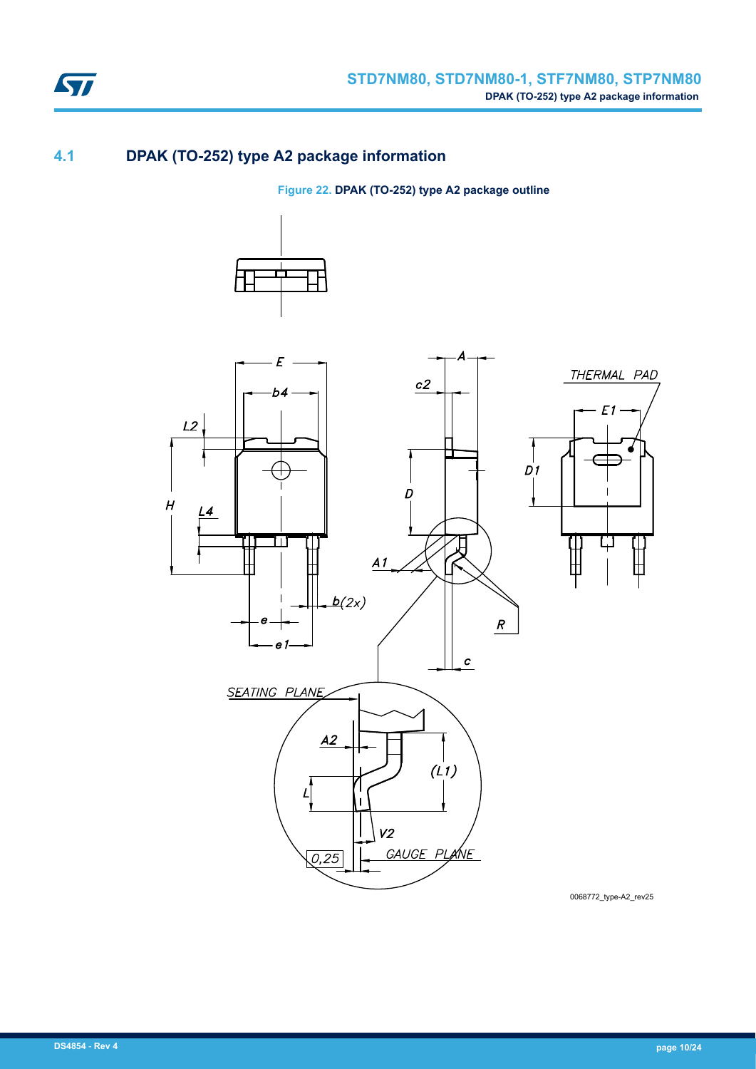## 4.1 DPAK (TO-252) type A2 package information

**Figure 22.** DPAK (TO-252) type A2 package outline

0068772_type-A2_rev25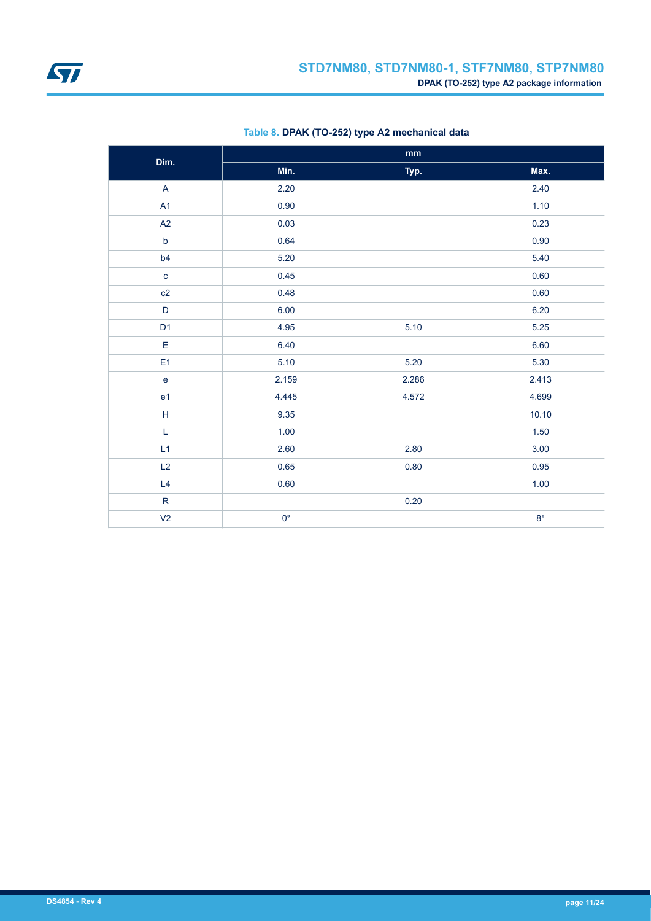Table 8. **DPAK (TO-252) type A2 mechanical data**

| Dim. | mm | | |
|---|---|---|---|
| | Min. | Typ. | Max. |
| A | 2.20 | | 2.40 |
| A1 | 0.90 | | 1.10 |
| A2 | 0.03 | | 0.23 |
| b | 0.64 | | 0.90 |
| b4 | 5.20 | | 5.40 |
| c | 0.45 | | 0.60 |
| c2 | 0.48 | | 0.60 |
| D | 6.00 | | 6.20 |
| D1 | 4.95 | 5.10 | 5.25 |
| E | 6.40 | | 6.60 |
| E1 | 5.10 | 5.20 | 5.30 |
| e | 2.159 | 2.286 | 2.413 |
| e1 | 4.445 | 4.572 | 4.699 |
| H | 9.35 | | 10.10 |
| L | 1.00 | | 1.50 |
| L1 | 2.60 | 2.80 | 3.00 |
| L2 | 0.65 | 0.80 | 0.95 |
| L4 | 0.60 | | 1.00 |
| R | | 0.20 | |
| V2 | 0° | | 8° |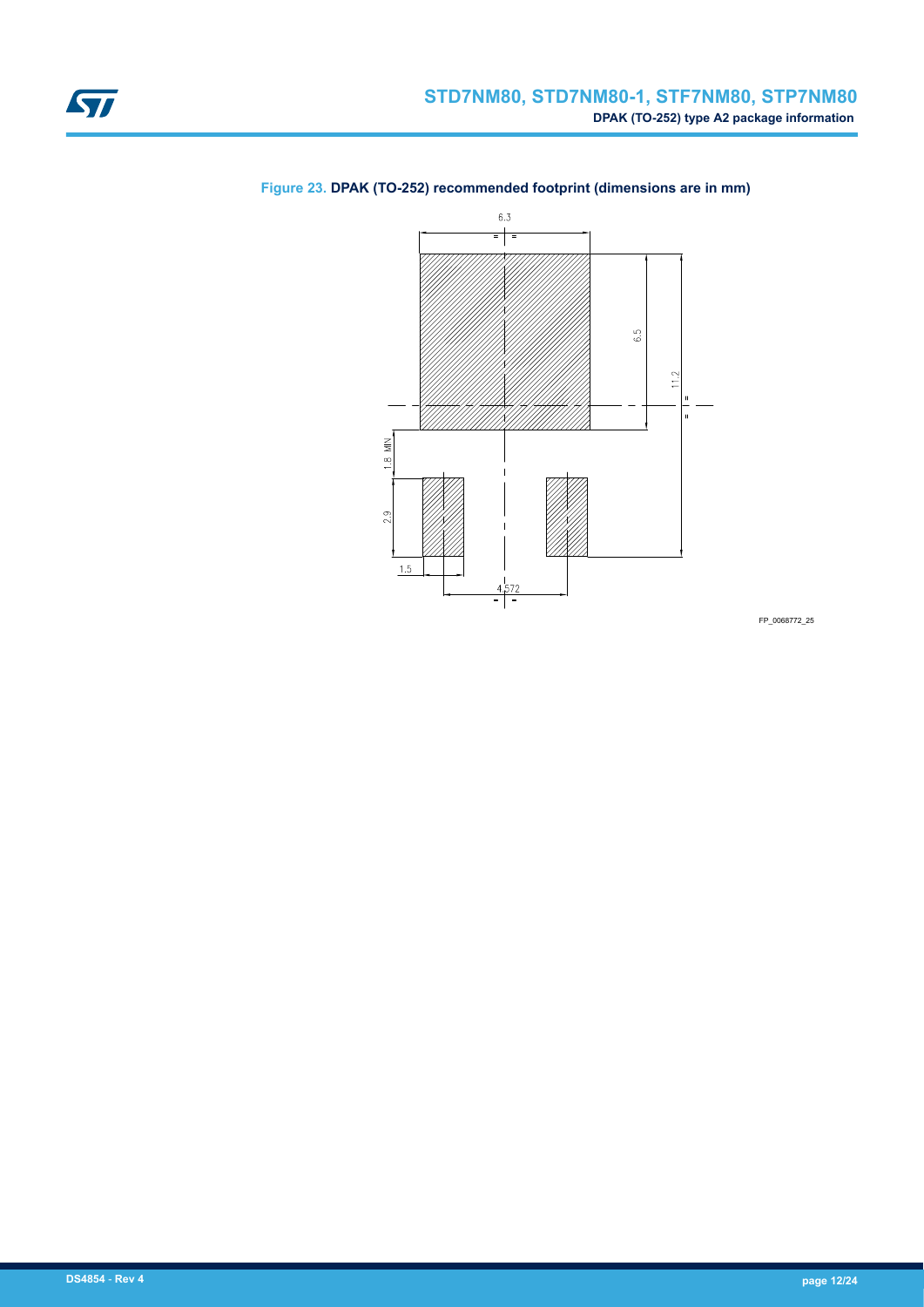**Figure 23. DPAK (TO-252) recommended footprint (dimensions are in mm)**

6.3

6.5

11.2

1.8 MIN

2.9

1.5

4.572

FP_0068772_25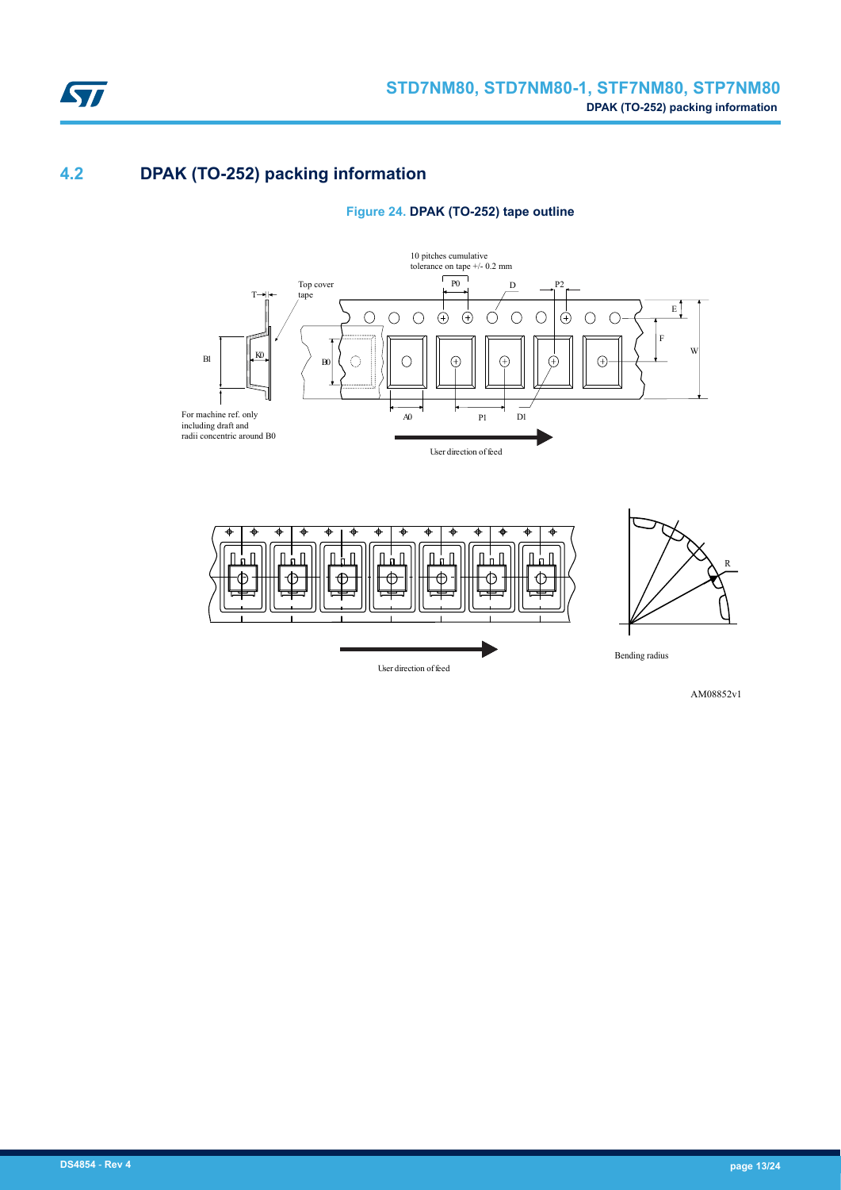## 4.2 DPAK (TO-252) packing information

**Figure 24. DPAK (TO-252) tape outline**

10 pitches cumulative tolerance on tape +/- 0.2 mm

Top cover tape

For machine ref. only including draft and radii concentric around B0

User direction of feed

Bending radius

AM08852v1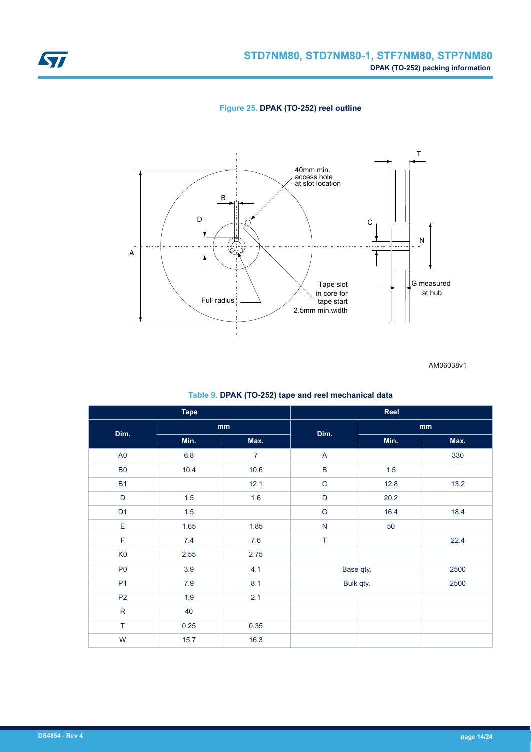**Figure 25. DPAK (TO-252) reel outline**

AM06038v1

**Table 9. DPAK (TO-252) tape and reel mechanical data**

| Tape | | | Reel | | |
|---|---|---|---|---|---|
| Dim. | mm | | Dim. | mm | |
| | Min. | Max. | | Min. | Max. |
| A0 | 6.8 | 7 | A | | 330 |
| B0 | 10.4 | 10.6 | B | 1.5 | |
| B1 | | 12.1 | C | 12.8 | 13.2 |
| D | 1.5 | 1.6 | D | 20.2 | |
| D1 | 1.5 | | G | 16.4 | 18.4 |
| E | 1.65 | 1.85 | N | 50 | |
| F | 7.4 | 7.6 | T | | 22.4 |
| K0 | 2.55 | 2.75 | | | |
| P0 | 3.9 | 4.1 | Base qty. | | 2500 |
| P1 | 7.9 | 8.1 | Bulk qty. | | 2500 |
| P2 | 1.9 | 2.1 | | | |
| R | 40 | | | | |
| T | 0.25 | 0.35 | | | |
| W | 15.7 | 16.3 | | | |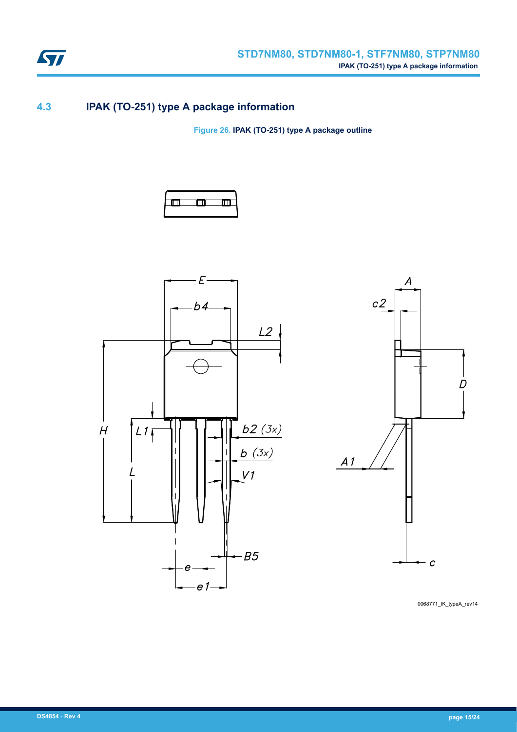## 4.3 IPAK (TO-251) type A package information

**Figure 26. IPAK (TO-251) type A package outline**

0068771_IK_typeA_rev14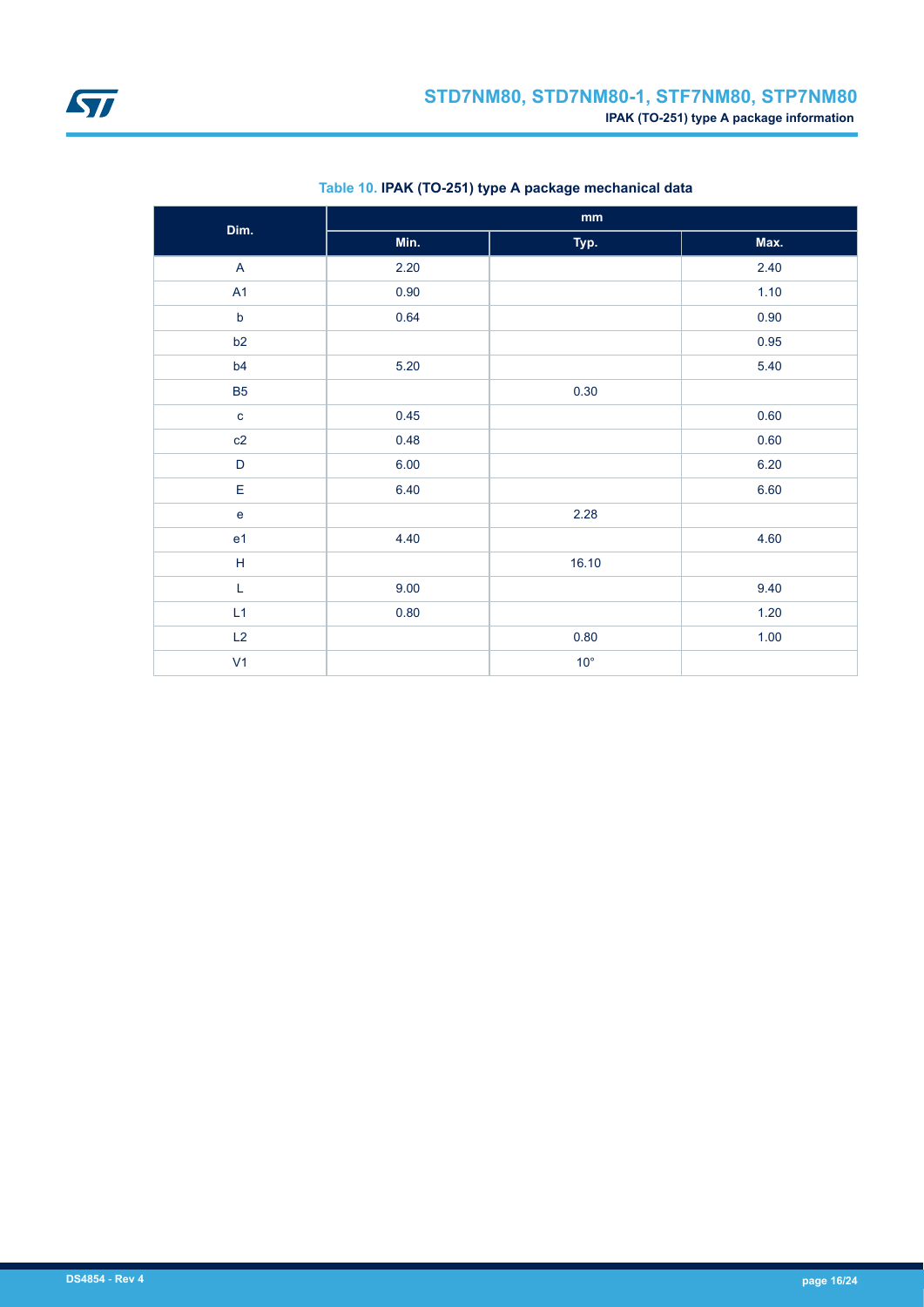**Table 10. IPAK (TO-251) type A package mechanical data**

| Dim. | mm | | |
|---|---|---|---|
| | Min. | Typ. | Max. |
| A | 2.20 | | 2.40 |
| A1 | 0.90 | | 1.10 |
| b | 0.64 | | 0.90 |
| b2 | | | 0.95 |
| b4 | 5.20 | | 5.40 |
| B5 | | 0.30 | |
| c | 0.45 | | 0.60 |
| c2 | 0.48 | | 0.60 |
| D | 6.00 | | 6.20 |
| E | 6.40 | | 6.60 |
| e | | 2.28 | |
| e1 | 4.40 | | 4.60 |
| H | | 16.10 | |
| L | 9.00 | | 9.40 |
| L1 | 0.80 | | 1.20 |
| L2 | | 0.80 | 1.00 |
| V1 | | 10° | |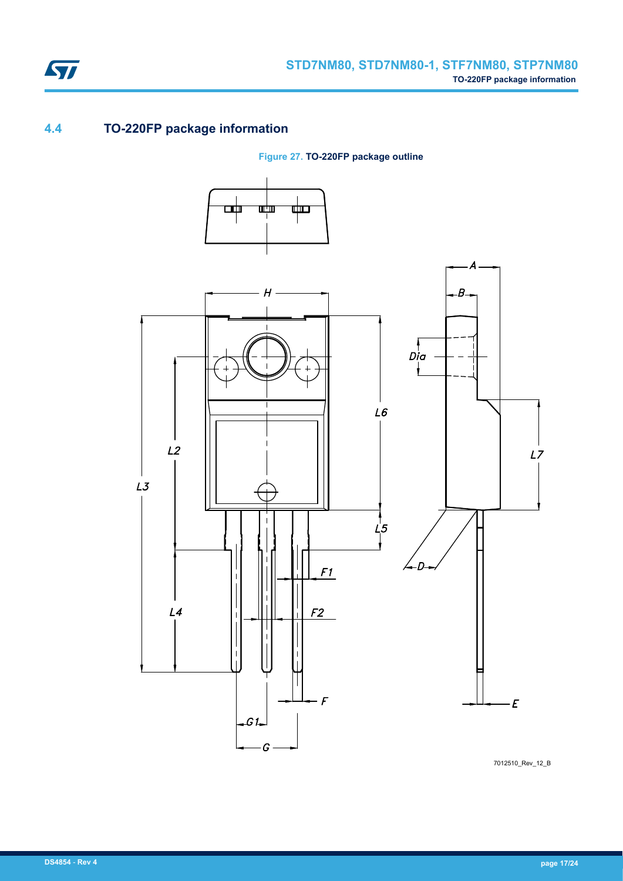## 4.4 TO-220FP package information

Figure 27. TO-220FP package outline

7012510_Rev_12_B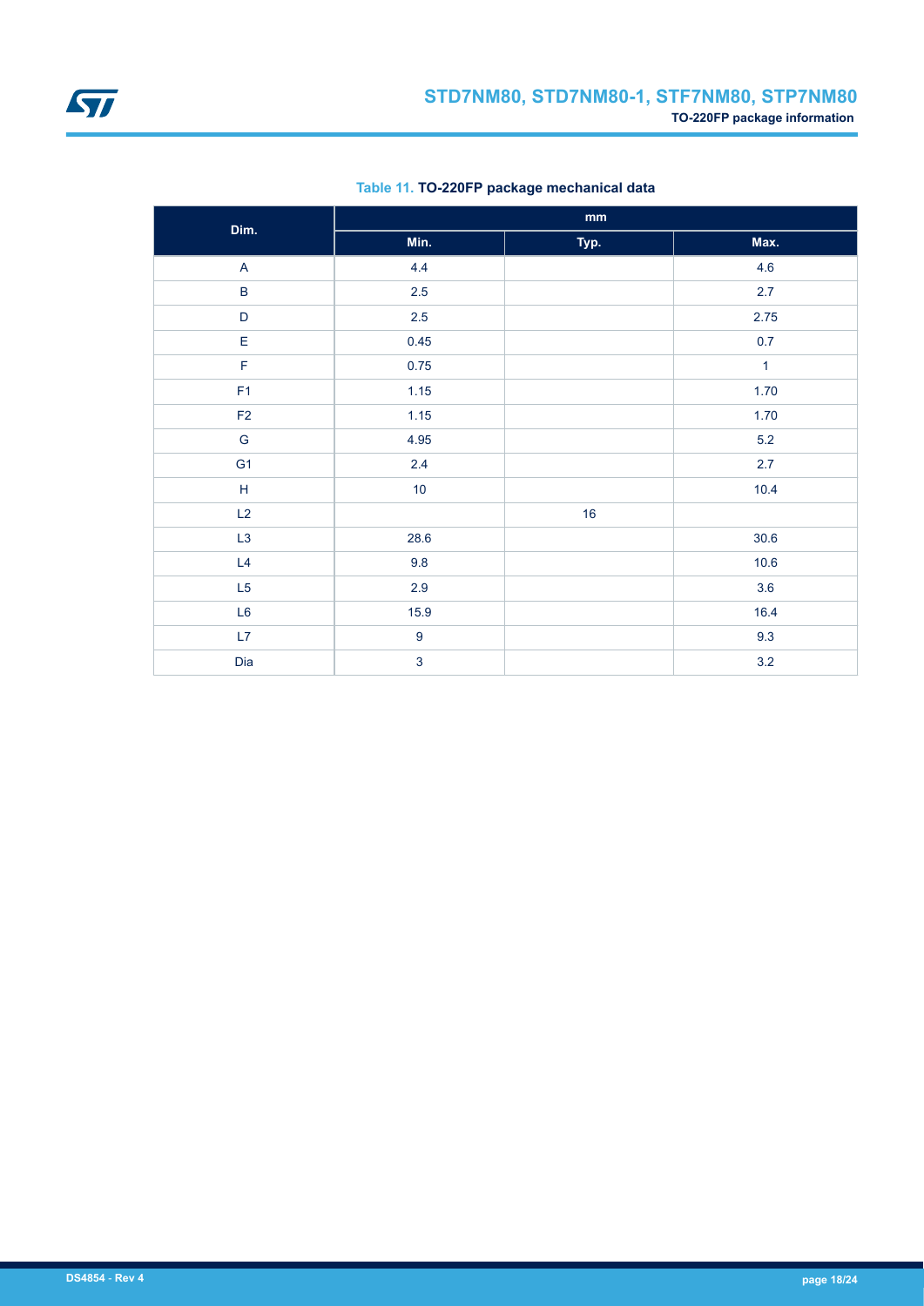**Table 11. TO-220FP package mechanical data**

| Dim. | mm | | |
|---|---|---|---|
| | Min. | Typ. | Max. |
| A | 4.4 | | 4.6 |
| B | 2.5 | | 2.7 |
| D | 2.5 | | 2.75 |
| E | 0.45 | | 0.7 |
| F | 0.75 | | 1 |
| F1 | 1.15 | | 1.70 |
| F2 | 1.15 | | 1.70 |
| G | 4.95 | | 5.2 |
| G1 | 2.4 | | 2.7 |
| H | 10 | | 10.4 |
| L2 | | 16 | |
| L3 | 28.6 | | 30.6 |
| L4 | 9.8 | | 10.6 |
| L5 | 2.9 | | 3.6 |
| L6 | 15.9 | | 16.4 |
| L7 | 9 | | 9.3 |
| Dia | 3 | | 3.2 |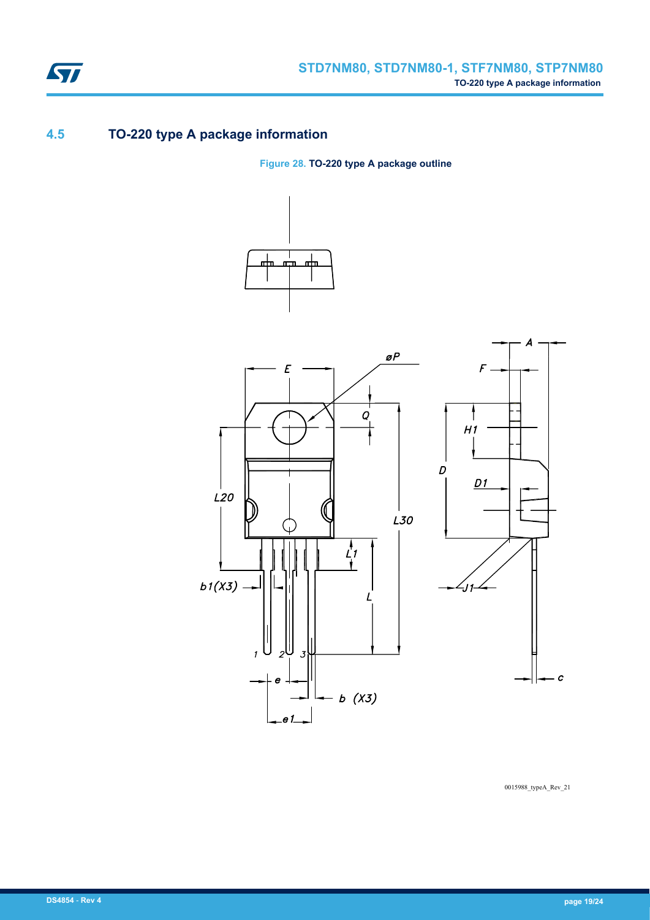## 4.5 TO-220 type A package information

**Figure 28. TO-220 type A package outline**

0015988_typeA_Rev_21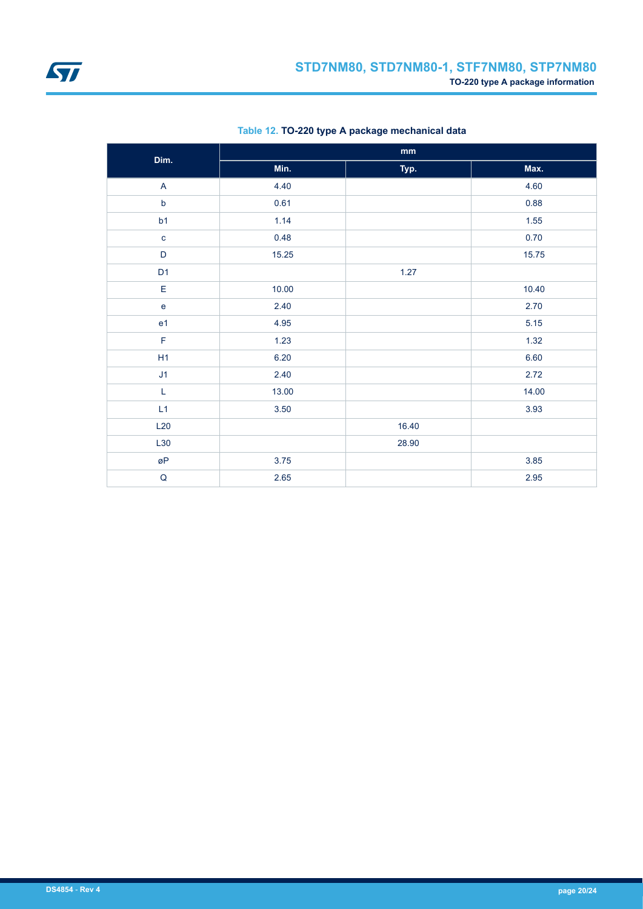**Table 12. TO-220 type A package mechanical data**

| Dim. | mm | | |
|---|---|---|---|
| | Min. | Typ. | Max. |
| A | 4.40 | | 4.60 |
| b | 0.61 | | 0.88 |
| b1 | 1.14 | | 1.55 |
| c | 0.48 | | 0.70 |
| D | 15.25 | | 15.75 |
| D1 | | 1.27 | |
| E | 10.00 | | 10.40 |
| e | 2.40 | | 2.70 |
| e1 | 4.95 | | 5.15 |
| F | 1.23 | | 1.32 |
| H1 | 6.20 | | 6.60 |
| J1 | 2.40 | | 2.72 |
| L | 13.00 | | 14.00 |
| L1 | 3.50 | | 3.93 |
| L20 | | 16.40 | |
| L30 | | 28.90 | |
| øP | 3.75 | | 3.85 |
| Q | 2.65 | | 2.95 |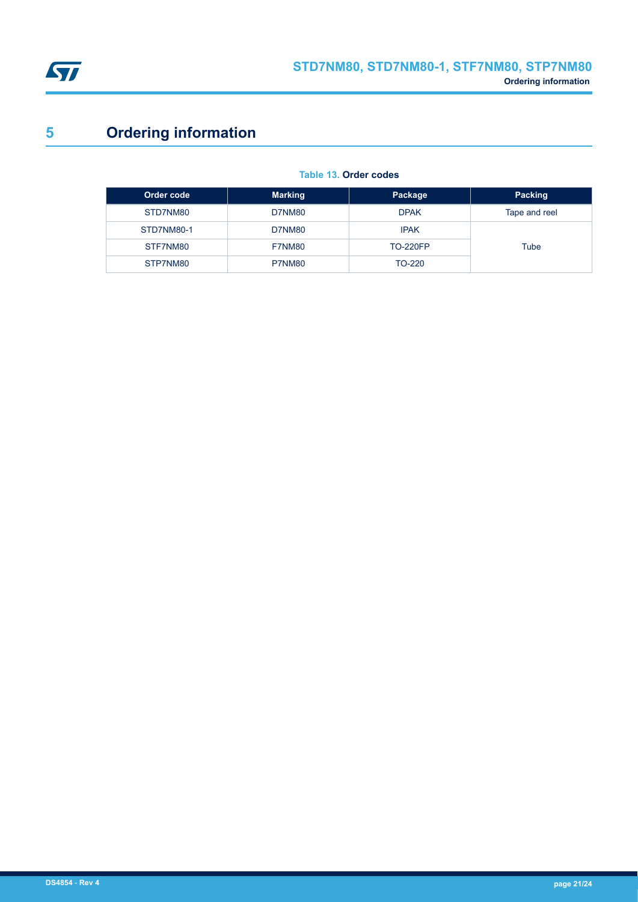# 5 Ordering information

**Table 13. Order codes**

| Order code | Marking | Package | Packing |
|---|---|---|---|
| STD7NM80 | D7NM80 | DPAK | Tape and reel |
| STD7NM80-1 | D7NM80 | IPAK | Tube |
| STF7NM80 | F7NM80 | TO-220FP | |
| STP7NM80 | P7NM80 | TO-220 | |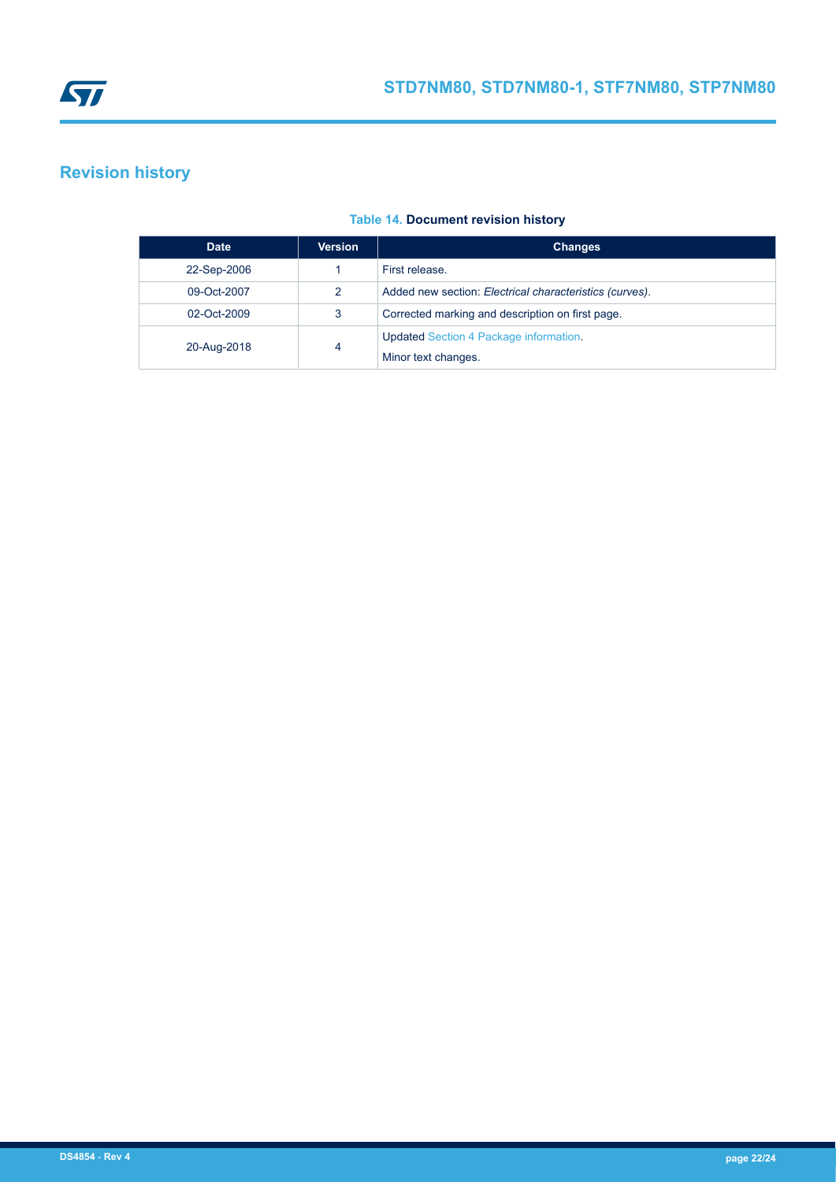# Revision history

**Table 14. Document revision history**

| Date | Version | Changes |
|---|---|---|
| 22-Sep-2006 | 1 | First release. |
| 09-Oct-2007 | 2 | Added new section: *Electrical characteristics (curves)*. |
| 02-Oct-2009 | 3 | Corrected marking and description on first page. |
| 20-Aug-2018 | 4 | Updated Section 4 Package information.<br>Minor text changes. |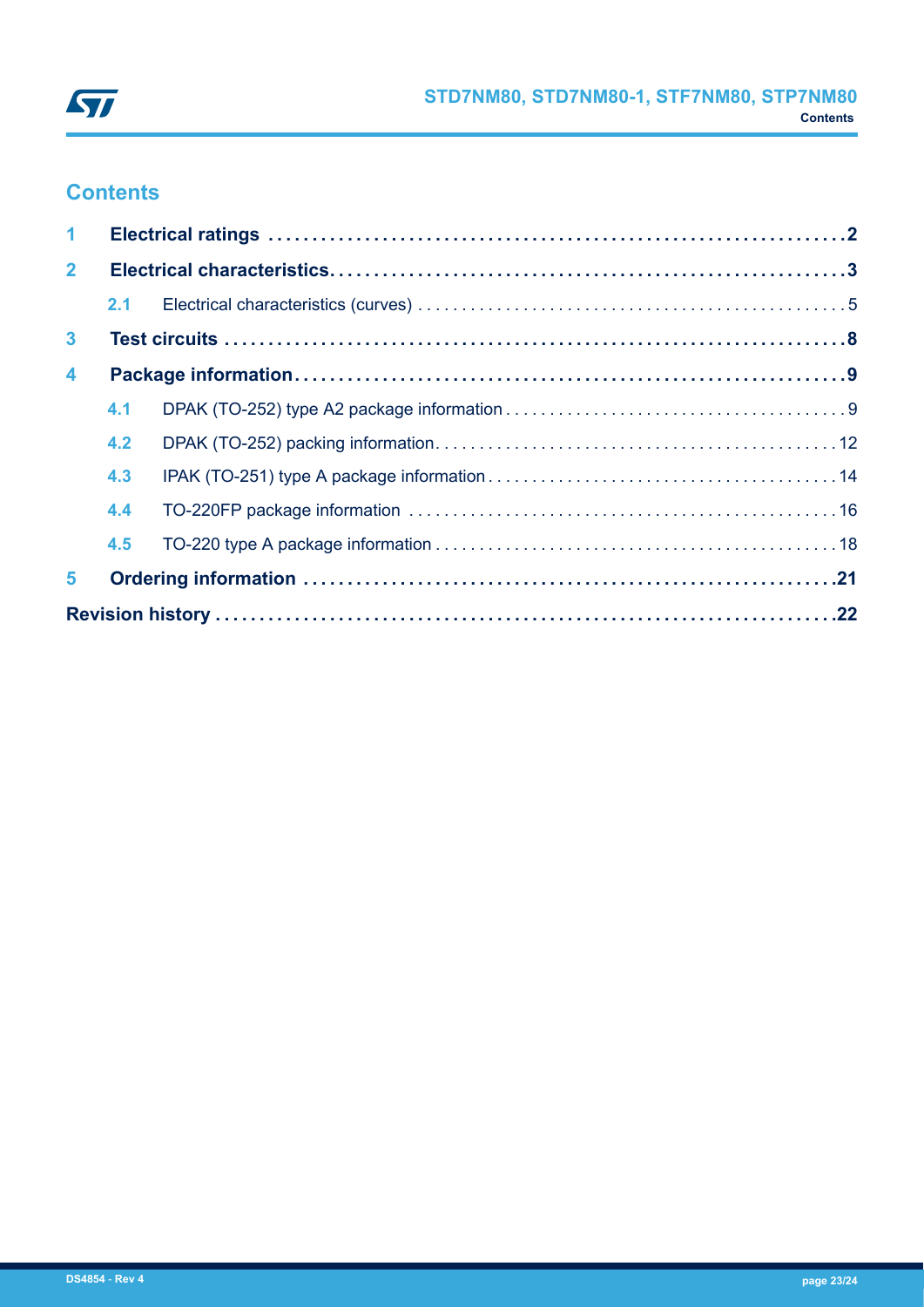## Contents

1 **Electrical ratings** . . . . . . . . . . . . . . . . . . . . . . . . . . . . . . . . . . . . . . . . . . . . . . . . . . . . . . . . . . . . . . . .2

2 **Electrical characteristics**. . . . . . . . . . . . . . . . . . . . . . . . . . . . . . . . . . . . . . . . . . . . . . . . . . . . . . . . . .3

2.1 Electrical characteristics (curves) . . . . . . . . . . . . . . . . . . . . . . . . . . . . . . . . . . . . . . . . . . . . . . . . 5

3 **Test circuits** . . . . . . . . . . . . . . . . . . . . . . . . . . . . . . . . . . . . . . . . . . . . . . . . . . . . . . . . . . . . . . . . . . . . .8

4 **Package information**. . . . . . . . . . . . . . . . . . . . . . . . . . . . . . . . . . . . . . . . . . . . . . . . . . . . . . . . . . . . . .9

4.1 DPAK (TO-252) type A2 package information . . . . . . . . . . . . . . . . . . . . . . . . . . . . . . . . . . . . . . 9

4.2 DPAK (TO-252) packing information. . . . . . . . . . . . . . . . . . . . . . . . . . . . . . . . . . . . . . . . . . . . . 12

4.3 IPAK (TO-251) type A package information . . . . . . . . . . . . . . . . . . . . . . . . . . . . . . . . . . . . . . . 14

4.4 TO-220FP package information . . . . . . . . . . . . . . . . . . . . . . . . . . . . . . . . . . . . . . . . . . . . . . . . . 16

4.5 TO-220 type A package information . . . . . . . . . . . . . . . . . . . . . . . . . . . . . . . . . . . . . . . . . . . . . 18

5 **Ordering information** . . . . . . . . . . . . . . . . . . . . . . . . . . . . . . . . . . . . . . . . . . . . . . . . . . . . . . . . . . . .21

**Revision history** . . . . . . . . . . . . . . . . . . . . . . . . . . . . . . . . . . . . . . . . . . . . . . . . . . . . . . . . . . . . . . . . . . . .22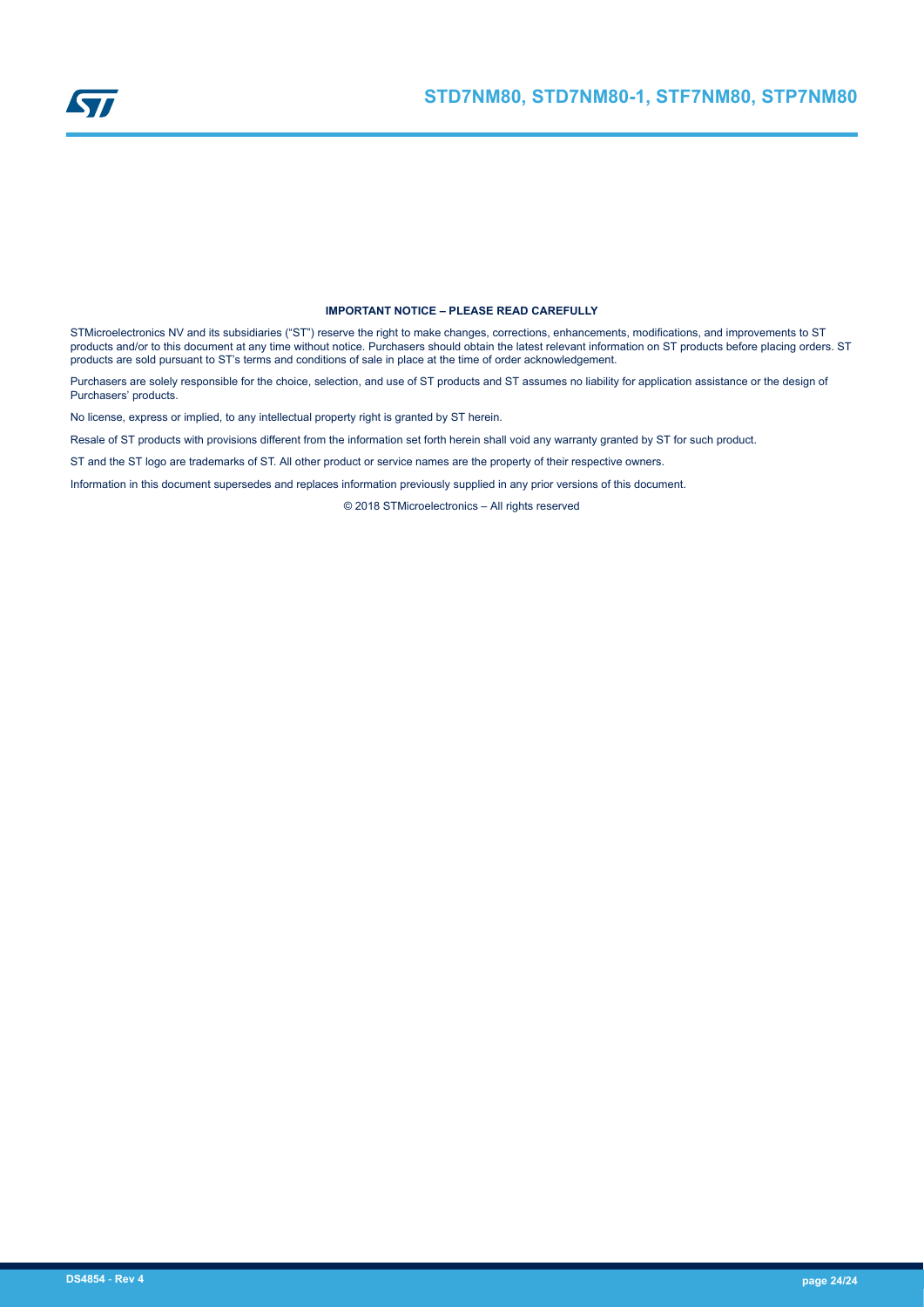**IMPORTANT NOTICE – PLEASE READ CAREFULLY**

STMicroelectronics NV and its subsidiaries ("ST") reserve the right to make changes, corrections, enhancements, modifications, and improvements to ST products and/or to this document at any time without notice. Purchasers should obtain the latest relevant information on ST products before placing orders. ST products are sold pursuant to ST's terms and conditions of sale in place at the time of order acknowledgement.

Purchasers are solely responsible for the choice, selection, and use of ST products and ST assumes no liability for application assistance or the design of Purchasers' products.

No license, express or implied, to any intellectual property right is granted by ST herein.

Resale of ST products with provisions different from the information set forth herein shall void any warranty granted by ST for such product.

ST and the ST logo are trademarks of ST. All other product or service names are the property of their respective owners.

Information in this document supersedes and replaces information previously supplied in any prior versions of this document.

© 2018 STMicroelectronics – All rights reserved